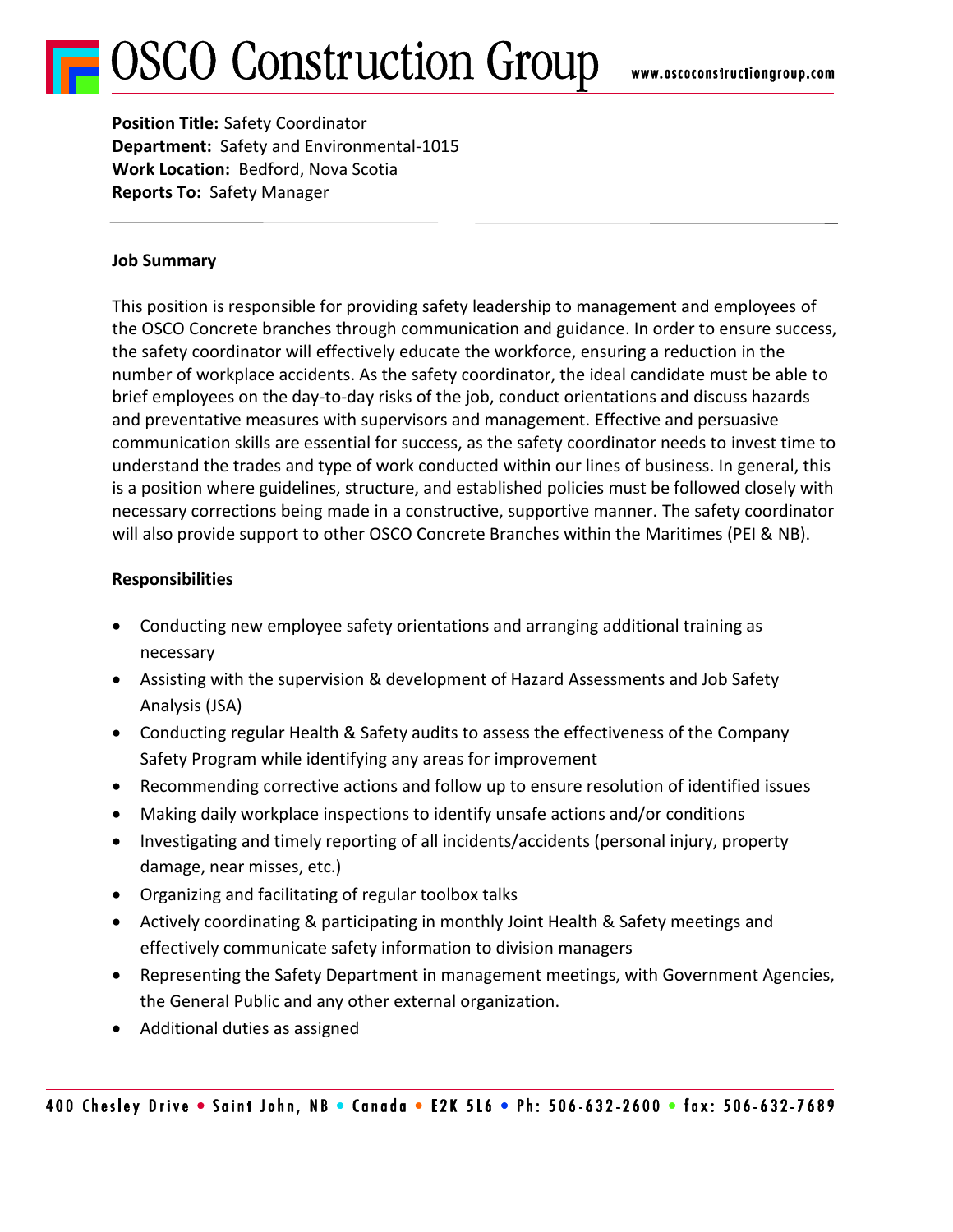# OSCO Construction Group

www.oscoconstructiongroup.com

**Position Title:** Safety Coordinator
**Department:** Safety and Environmental-1015
**Work Location:** Bedford, Nova Scotia
**Reports To:** Safety Manager

---

**Job Summary**

This position is responsible for providing safety leadership to management and employees of the OSCO Concrete branches through communication and guidance. In order to ensure success, the safety coordinator will effectively educate the workforce, ensuring a reduction in the number of workplace accidents. As the safety coordinator, the ideal candidate must be able to brief employees on the day-to-day risks of the job, conduct orientations and discuss hazards and preventative measures with supervisors and management. Effective and persuasive communication skills are essential for success, as the safety coordinator needs to invest time to understand the trades and type of work conducted within our lines of business. In general, this is a position where guidelines, structure, and established policies must be followed closely with necessary corrections being made in a constructive, supportive manner. The safety coordinator will also provide support to other OSCO Concrete Branches within the Maritimes (PEI & NB).

**Responsibilities**

- Conducting new employee safety orientations and arranging additional training as necessary
- Assisting with the supervision & development of Hazard Assessments and Job Safety Analysis (JSA)
- Conducting regular Health & Safety audits to assess the effectiveness of the Company Safety Program while identifying any areas for improvement
- Recommending corrective actions and follow up to ensure resolution of identified issues
- Making daily workplace inspections to identify unsafe actions and/or conditions
- Investigating and timely reporting of all incidents/accidents (personal injury, property damage, near misses, etc.)
- Organizing and facilitating of regular toolbox talks
- Actively coordinating & participating in monthly Joint Health & Safety meetings and effectively communicate safety information to division managers
- Representing the Safety Department in management meetings, with Government Agencies, the General Public and any other external organization.
- Additional duties as assigned

400 Chesley Drive • Saint John, NB • Canada • E2K 5L6 • Ph: 506-632-2600 • fax: 506-632-7689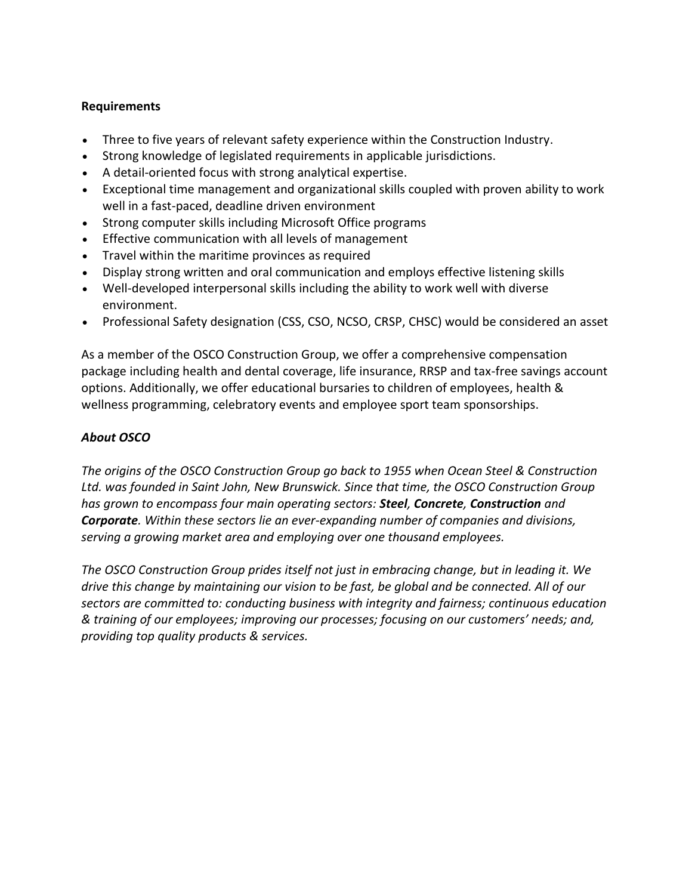**Requirements**

- Three to five years of relevant safety experience within the Construction Industry.
- Strong knowledge of legislated requirements in applicable jurisdictions.
- A detail-oriented focus with strong analytical expertise.
- Exceptional time management and organizational skills coupled with proven ability to work well in a fast-paced, deadline driven environment
- Strong computer skills including Microsoft Office programs
- Effective communication with all levels of management
- Travel within the maritime provinces as required
- Display strong written and oral communication and employs effective listening skills
- Well-developed interpersonal skills including the ability to work well with diverse environment.
- Professional Safety designation (CSS, CSO, NCSO, CRSP, CHSC) would be considered an asset

As a member of the OSCO Construction Group, we offer a comprehensive compensation package including health and dental coverage, life insurance, RRSP and tax-free savings account options. Additionally, we offer educational bursaries to children of employees, health & wellness programming, celebratory events and employee sport team sponsorships.

***About OSCO***

*The origins of the OSCO Construction Group go back to 1955 when Ocean Steel & Construction Ltd. was founded in Saint John, New Brunswick. Since that time, the OSCO Construction Group has grown to encompass four main operating sectors: **Steel**, **Concrete**, **Construction** and **Corporate**. Within these sectors lie an ever-expanding number of companies and divisions, serving a growing market area and employing over one thousand employees.*

*The OSCO Construction Group prides itself not just in embracing change, but in leading it. We drive this change by maintaining our vision to be fast, be global and be connected. All of our sectors are committed to: conducting business with integrity and fairness; continuous education & training of our employees; improving our processes; focusing on our customers' needs; and, providing top quality products & services.*